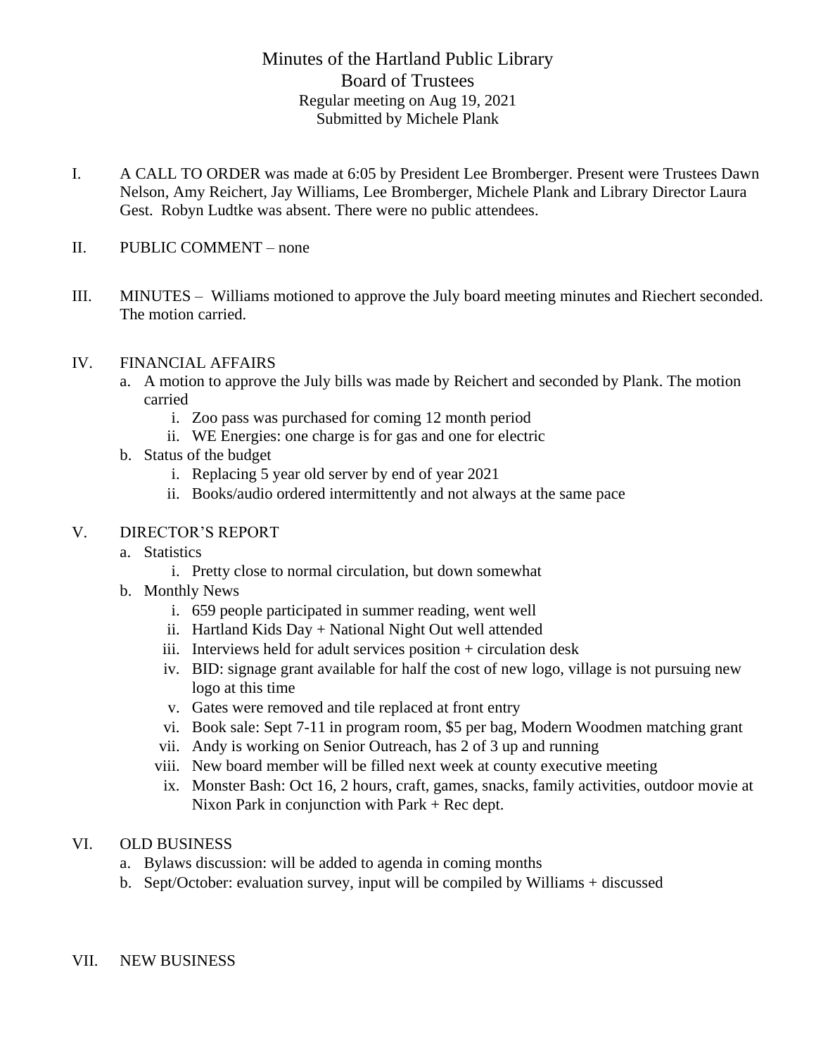# Minutes of the Hartland Public Library
## Board of Trustees

Regular meeting on Aug 19, 2021
Submitted by Michele Plank

I. A CALL TO ORDER was made at 6:05 by President Lee Bromberger. Present were Trustees Dawn Nelson, Amy Reichert, Jay Williams, Lee Bromberger, Michele Plank and Library Director Laura Gest. Robyn Ludtke was absent. There were no public attendees.

II. PUBLIC COMMENT – none

III. MINUTES – Williams motioned to approve the July board meeting minutes and Riechert seconded. The motion carried.

IV. FINANCIAL AFFAIRS
   a. A motion to approve the July bills was made by Reichert and seconded by Plank. The motion carried
      i. Zoo pass was purchased for coming 12 month period
      ii. WE Energies: one charge is for gas and one for electric
   b. Status of the budget
      i. Replacing 5 year old server by end of year 2021
      ii. Books/audio ordered intermittently and not always at the same pace

V. DIRECTOR'S REPORT
   a. Statistics
      i. Pretty close to normal circulation, but down somewhat
   b. Monthly News
      i. 659 people participated in summer reading, went well
      ii. Hartland Kids Day + National Night Out well attended
      iii. Interviews held for adult services position + circulation desk
      iv. BID: signage grant available for half the cost of new logo, village is not pursuing new logo at this time
      v. Gates were removed and tile replaced at front entry
      vi. Book sale: Sept 7-11 in program room, $5 per bag, Modern Woodmen matching grant
      vii. Andy is working on Senior Outreach, has 2 of 3 up and running
      viii. New board member will be filled next week at county executive meeting
      ix. Monster Bash: Oct 16, 2 hours, craft, games, snacks, family activities, outdoor movie at Nixon Park in conjunction with Park + Rec dept.

VI. OLD BUSINESS
   a. Bylaws discussion: will be added to agenda in coming months
   b. Sept/October: evaluation survey, input will be compiled by Williams + discussed

VII. NEW BUSINESS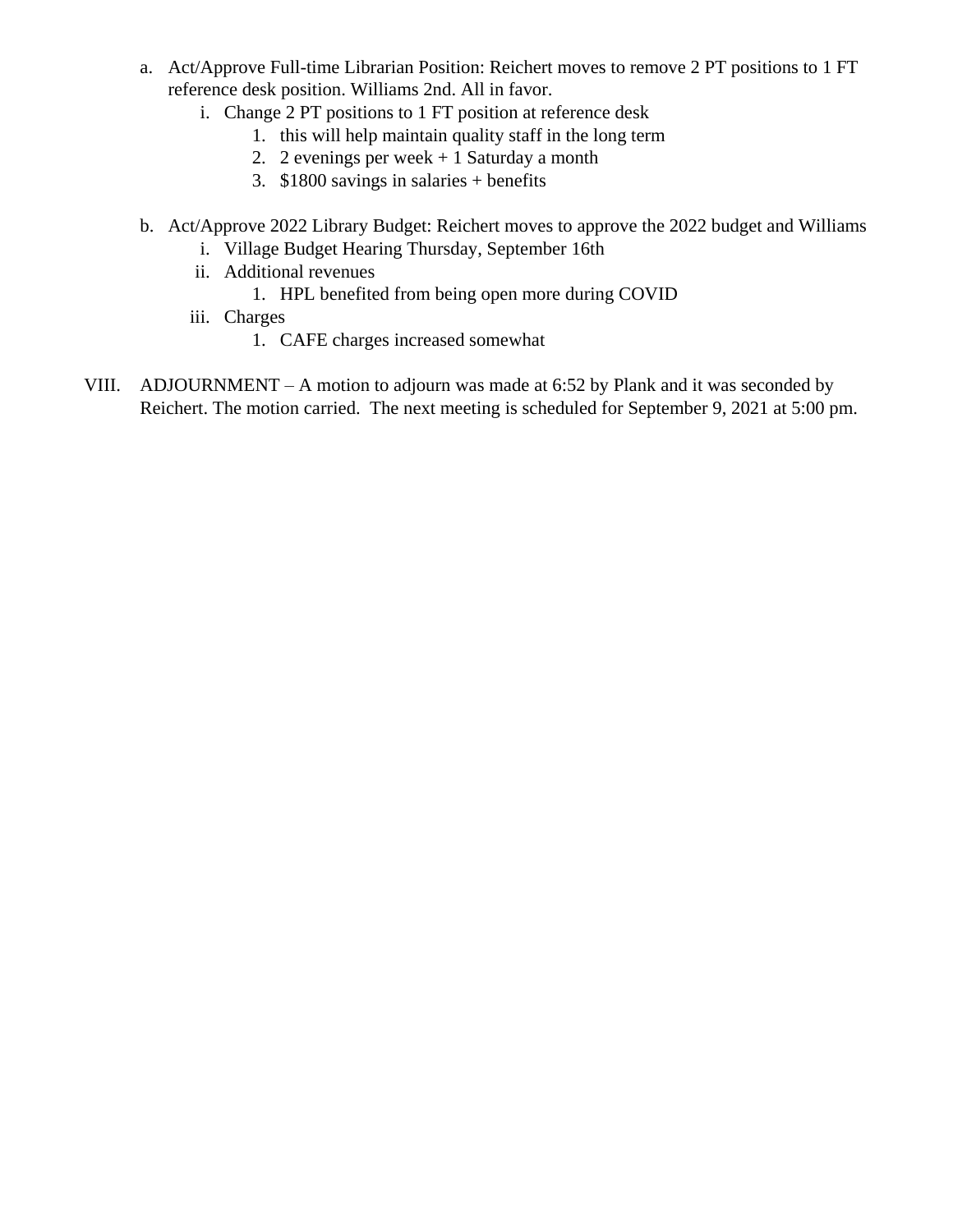a. Act/Approve Full-time Librarian Position: Reichert moves to remove 2 PT positions to 1 FT reference desk position. Williams 2nd. All in favor.
    i. Change 2 PT positions to 1 FT position at reference desk
        1. this will help maintain quality staff in the long term
        2. 2 evenings per week + 1 Saturday a month
        3. $1800 savings in salaries + benefits

b. Act/Approve 2022 Library Budget: Reichert moves to approve the 2022 budget and Williams
    i. Village Budget Hearing Thursday, September 16th
    ii. Additional revenues
        1. HPL benefited from being open more during COVID
    iii. Charges
        1. CAFE charges increased somewhat

VIII. ADJOURNMENT – A motion to adjourn was made at 6:52 by Plank and it was seconded by Reichert. The motion carried. The next meeting is scheduled for September 9, 2021 at 5:00 pm.